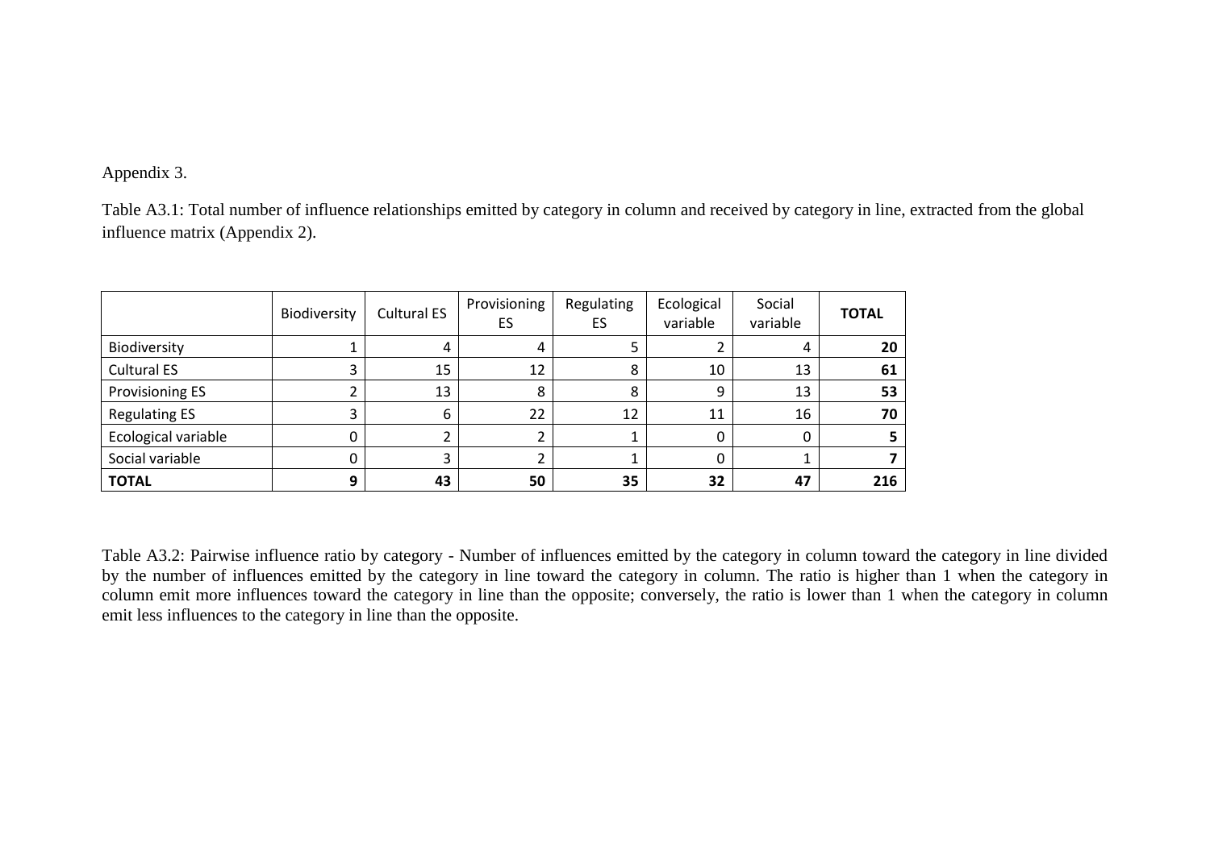Appendix 3.

Table A3.1: Total number of influence relationships emitted by category in column and received by category in line, extracted from the global influence matrix (Appendix 2).

| | Biodiversity | Cultural ES | Provisioning ES | Regulating ES | Ecological variable | Social variable | **TOTAL** |
|---|---|---|---|---|---|---|---|
| Biodiversity | 1 | 4 | 4 | 5 | 2 | 4 | **20** |
| Cultural ES | 3 | 15 | 12 | 8 | 10 | 13 | **61** |
| Provisioning ES | 2 | 13 | 8 | 8 | 9 | 13 | **53** |
| Regulating ES | 3 | 6 | 22 | 12 | 11 | 16 | **70** |
| Ecological variable | 0 | 2 | 2 | 1 | 0 | 0 | **5** |
| Social variable | 0 | 3 | 2 | 1 | 0 | 1 | **7** |
| **TOTAL** | **9** | **43** | **50** | **35** | **32** | **47** | **216** |

Table A3.2: Pairwise influence ratio by category - Number of influences emitted by the category in column toward the category in line divided by the number of influences emitted by the category in line toward the category in column. The ratio is higher than 1 when the category in column emit more influences toward the category in line than the opposite; conversely, the ratio is lower than 1 when the category in column emit less influences to the category in line than the opposite.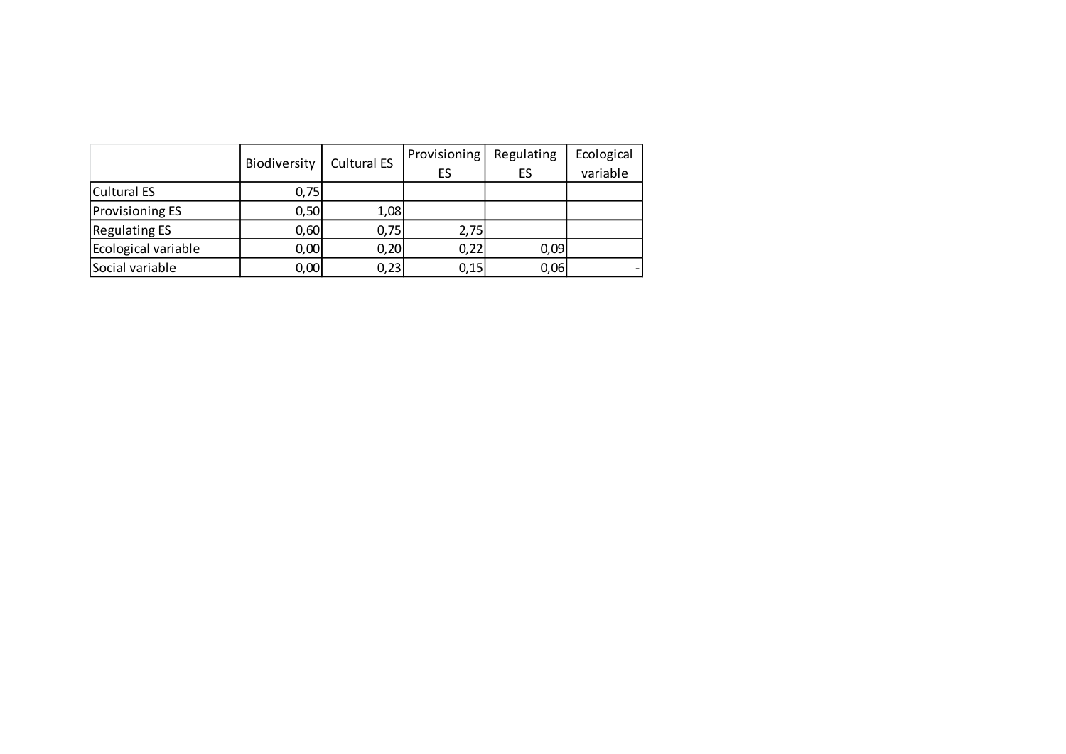| | Biodiversity | Cultural ES | Provisioning ES | Regulating ES | Ecological variable |
|---|---|---|---|---|---|
| Cultural ES | 0,75 | | | | |
| Provisioning ES | 0,50 | 1,08 | | | |
| Regulating ES | 0,60 | 0,75 | 2,75 | | |
| Ecological variable | 0,00 | 0,20 | 0,22 | 0,09 | |
| Social variable | 0,00 | 0,23 | 0,15 | 0,06 | - |